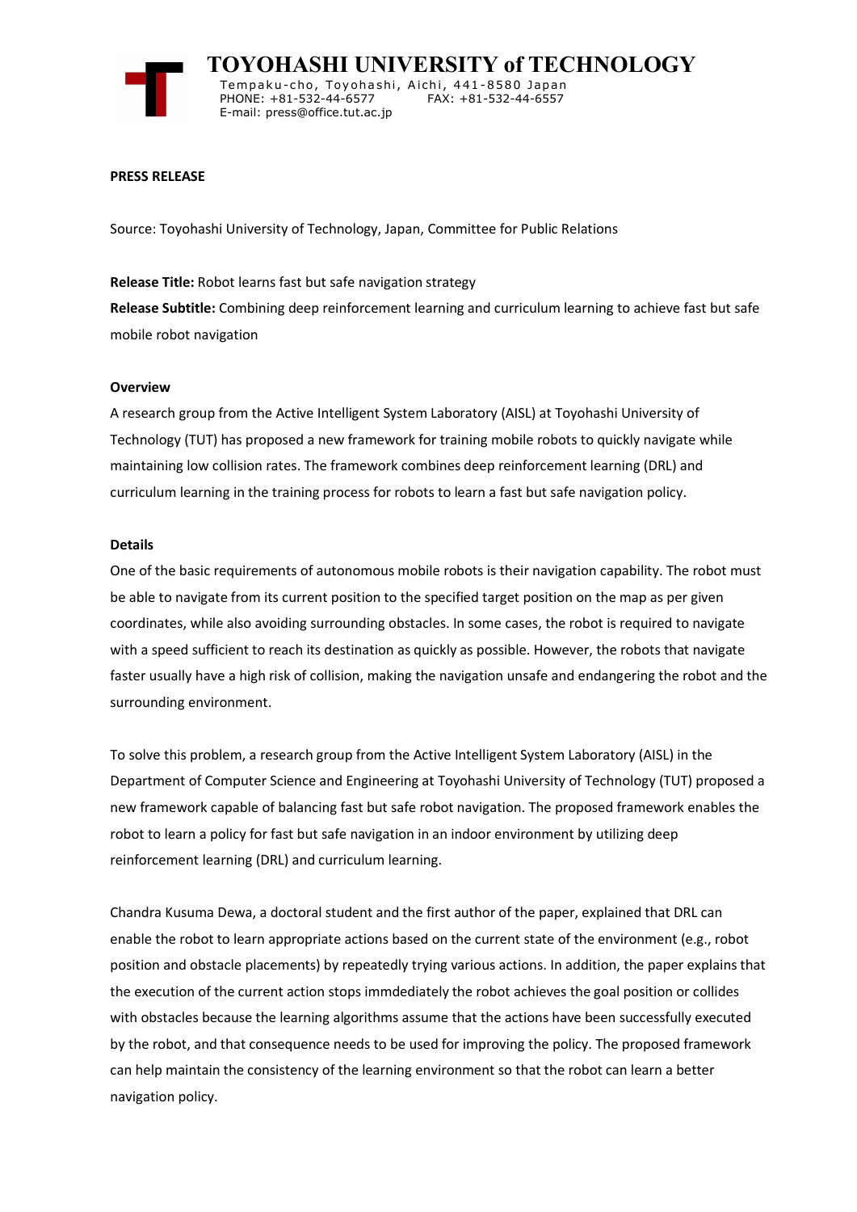# TOYOHASHI UNIVERSITY of TECHNOLOGY

Tempaku-cho, Toyohashi, Aichi, 441-8580 Japan
PHONE: +81-532-44-6577 FAX: +81-532-44-6557
E-mail: press@office.tut.ac.jp

**PRESS RELEASE**

Source: Toyohashi University of Technology, Japan, Committee for Public Relations

**Release Title:** Robot learns fast but safe navigation strategy

**Release Subtitle:** Combining deep reinforcement learning and curriculum learning to achieve fast but safe mobile robot navigation

**Overview**

A research group from the Active Intelligent System Laboratory (AISL) at Toyohashi University of Technology (TUT) has proposed a new framework for training mobile robots to quickly navigate while maintaining low collision rates. The framework combines deep reinforcement learning (DRL) and curriculum learning in the training process for robots to learn a fast but safe navigation policy.

**Details**

One of the basic requirements of autonomous mobile robots is their navigation capability. The robot must be able to navigate from its current position to the specified target position on the map as per given coordinates, while also avoiding surrounding obstacles. In some cases, the robot is required to navigate with a speed sufficient to reach its destination as quickly as possible. However, the robots that navigate faster usually have a high risk of collision, making the navigation unsafe and endangering the robot and the surrounding environment.

To solve this problem, a research group from the Active Intelligent System Laboratory (AISL) in the Department of Computer Science and Engineering at Toyohashi University of Technology (TUT) proposed a new framework capable of balancing fast but safe robot navigation. The proposed framework enables the robot to learn a policy for fast but safe navigation in an indoor environment by utilizing deep reinforcement learning (DRL) and curriculum learning.

Chandra Kusuma Dewa, a doctoral student and the first author of the paper, explained that DRL can enable the robot to learn appropriate actions based on the current state of the environment (e.g., robot position and obstacle placements) by repeatedly trying various actions. In addition, the paper explains that the execution of the current action stops immdediately the robot achieves the goal position or collides with obstacles because the learning algorithms assume that the actions have been successfully executed by the robot, and that consequence needs to be used for improving the policy. The proposed framework can help maintain the consistency of the learning environment so that the robot can learn a better navigation policy.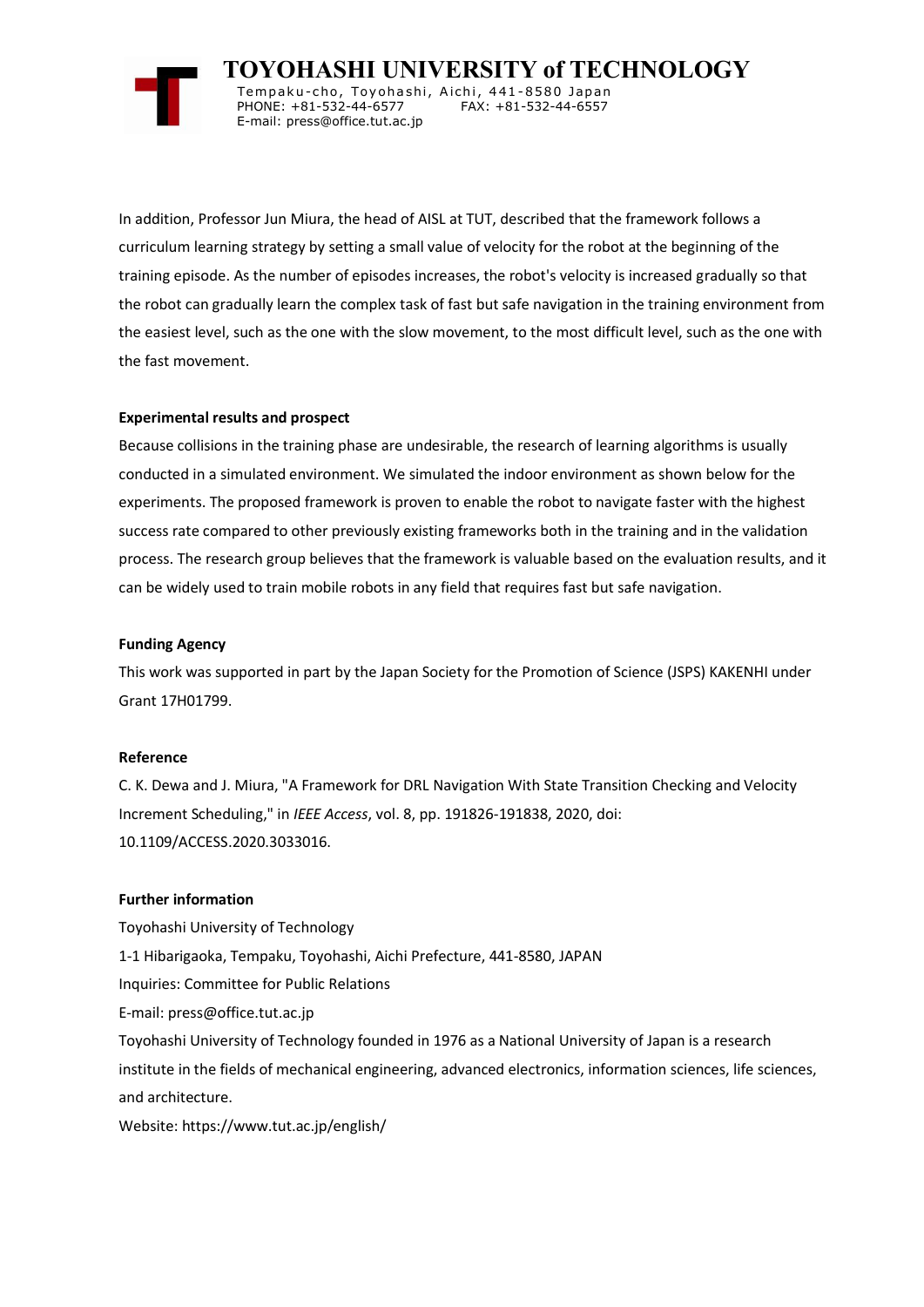In addition, Professor Jun Miura, the head of AISL at TUT, described that the framework follows a curriculum learning strategy by setting a small value of velocity for the robot at the beginning of the training episode. As the number of episodes increases, the robot's velocity is increased gradually so that the robot can gradually learn the complex task of fast but safe navigation in the training environment from the easiest level, such as the one with the slow movement, to the most difficult level, such as the one with the fast movement.

**Experimental results and prospect**

Because collisions in the training phase are undesirable, the research of learning algorithms is usually conducted in a simulated environment. We simulated the indoor environment as shown below for the experiments. The proposed framework is proven to enable the robot to navigate faster with the highest success rate compared to other previously existing frameworks both in the training and in the validation process. The research group believes that the framework is valuable based on the evaluation results, and it can be widely used to train mobile robots in any field that requires fast but safe navigation.

**Funding Agency**

This work was supported in part by the Japan Society for the Promotion of Science (JSPS) KAKENHI under Grant 17H01799.

**Reference**

C. K. Dewa and J. Miura, "A Framework for DRL Navigation With State Transition Checking and Velocity Increment Scheduling," in *IEEE Access*, vol. 8, pp. 191826-191838, 2020, doi: 10.1109/ACCESS.2020.3033016.

**Further information**

Toyohashi University of Technology

1-1 Hibarigaoka, Tempaku, Toyohashi, Aichi Prefecture, 441-8580, JAPAN

Inquiries: Committee for Public Relations

E-mail: press@office.tut.ac.jp

Toyohashi University of Technology founded in 1976 as a National University of Japan is a research institute in the fields of mechanical engineering, advanced electronics, information sciences, life sciences, and architecture.

Website: https://www.tut.ac.jp/english/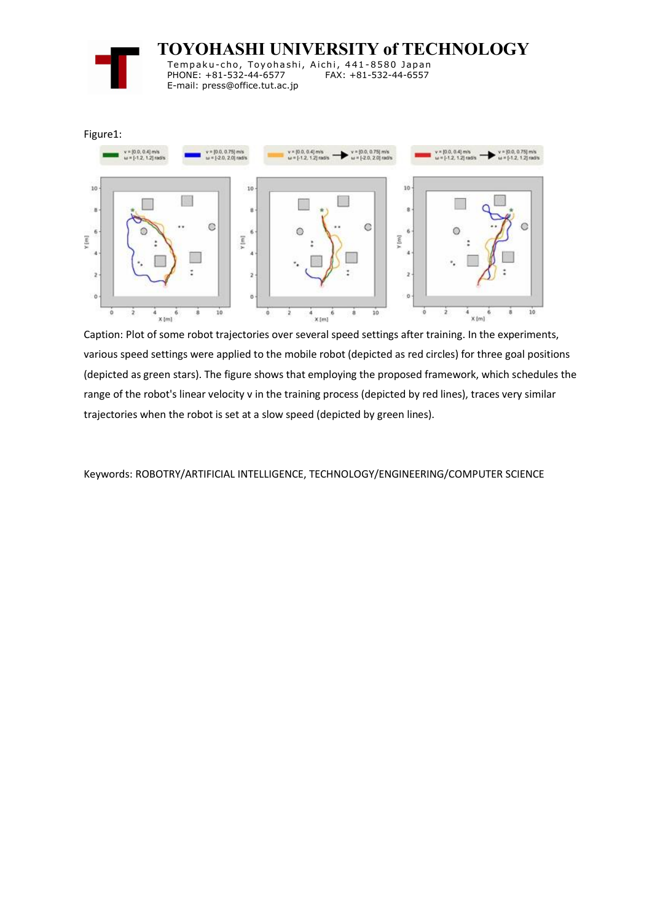# TOYOHASHI UNIVERSITY of TECHNOLOGY

Tempaku-cho, Toyohashi, Aichi, 441-8580 Japan
PHONE: +81-532-44-6577 FAX: +81-532-44-6557
E-mail: press@office.tut.ac.jp

Figure1:

v = [0.0, 0.4] m/s
ω = [-1.2, 1.2] rad/s

v = [0.0, 0.75] m/s
ω = [-2.0, 2.0] rad/s

v = [0.0, 0.4] m/s
ω = [-1.2, 1.2] rad/s
→
v = [0.0, 0.75] m/s
ω = [-2.0, 2.0] rad/s

v = [0.0, 0.4] m/s
ω = [-1.2, 1.2] rad/s
→
v = [0.0, 0.75] m/s
ω = [-1.2, 1.2] rad/s

Y [m]
X [m]
0 2 4 6 8 10

Caption: Plot of some robot trajectories over several speed settings after training. In the experiments, various speed settings were applied to the mobile robot (depicted as red circles) for three goal positions (depicted as green stars). The figure shows that employing the proposed framework, which schedules the range of the robot's linear velocity v in the training process (depicted by red lines), traces very similar trajectories when the robot is set at a slow speed (depicted by green lines).

Keywords: ROBOTRY/ARTIFICIAL INTELLIGENCE, TECHNOLOGY/ENGINEERING/COMPUTER SCIENCE